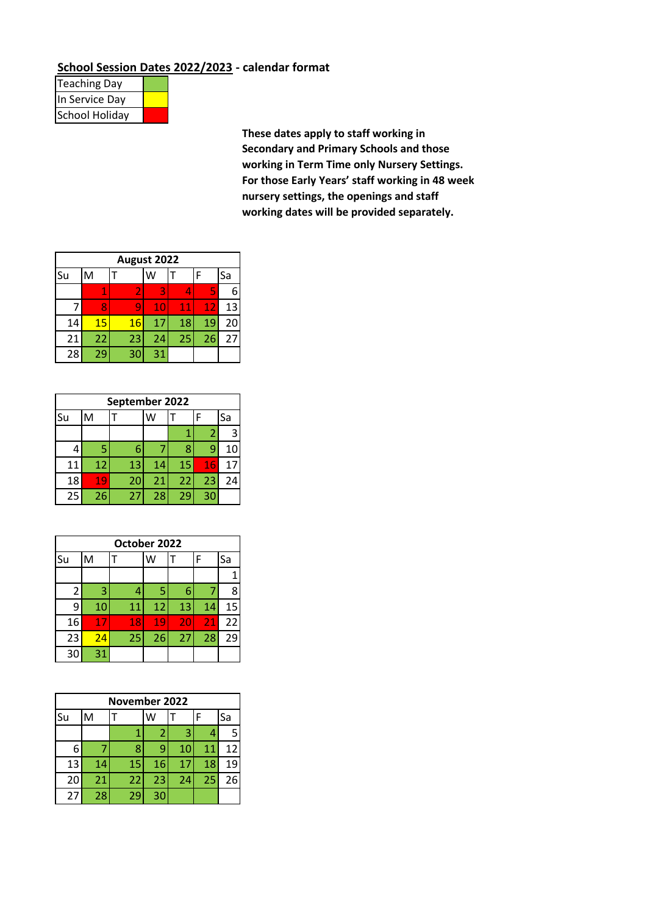**School Session Dates 2022/2023 - calendar format**

| Teaching Day | |
|---|---|
| In Service Day | |
| School Holiday | |

**These dates apply to staff working in Secondary and Primary Schools and those working in Term Time only Nursery Settings. For those Early Years' staff working in 48 week nursery settings, the openings and staff working dates will be provided separately.**

| August 2022 | | | | | | |
|---|---|---|---|---|---|---|
| Su | M | T | W | T | F | Sa |
| | 1 | 2 | 3 | 4 | 5 | 6 |
| 7 | 8 | 9 | 10 | 11 | 12 | 13 |
| 14 | 15 | 16 | 17 | 18 | 19 | 20 |
| 21 | 22 | 23 | 24 | 25 | 26 | 27 |
| 28 | 29 | 30 | 31 | | | |

| September 2022 | | | | | | |
|---|---|---|---|---|---|---|
| Su | M | T | W | T | F | Sa |
| | | | | 1 | 2 | 3 |
| 4 | 5 | 6 | 7 | 8 | 9 | 10 |
| 11 | 12 | 13 | 14 | 15 | 16 | 17 |
| 18 | 19 | 20 | 21 | 22 | 23 | 24 |
| 25 | 26 | 27 | 28 | 29 | 30 | |

| October 2022 | | | | | | |
|---|---|---|---|---|---|---|
| Su | M | T | W | T | F | Sa |
| | | | | | | 1 |
| 2 | 3 | 4 | 5 | 6 | 7 | 8 |
| 9 | 10 | 11 | 12 | 13 | 14 | 15 |
| 16 | 17 | 18 | 19 | 20 | 21 | 22 |
| 23 | 24 | 25 | 26 | 27 | 28 | 29 |
| 30 | 31 | | | | | |

| November 2022 | | | | | | |
|---|---|---|---|---|---|---|
| Su | M | T | W | T | F | Sa |
| | | 1 | 2 | 3 | 4 | 5 |
| 6 | 7 | 8 | 9 | 10 | 11 | 12 |
| 13 | 14 | 15 | 16 | 17 | 18 | 19 |
| 20 | 21 | 22 | 23 | 24 | 25 | 26 |
| 27 | 28 | 29 | 30 | | | |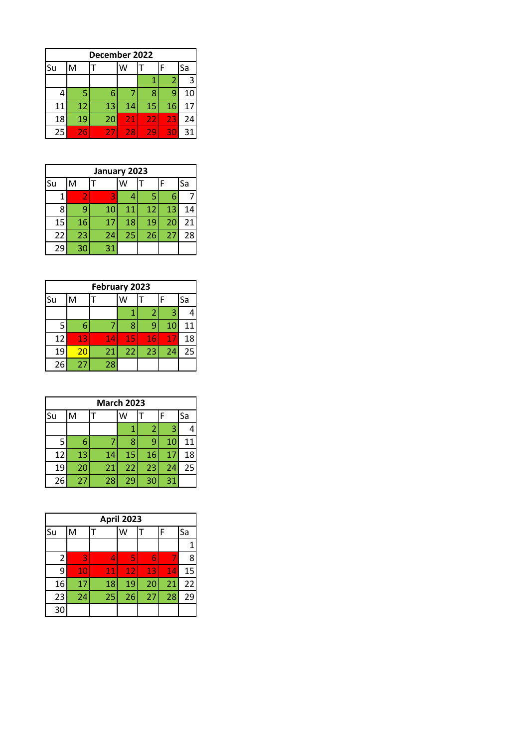| December 2022 | | | | | | |
|---|---|---|---|---|---|---|
| Su | M | T | W | T | F | Sa |
| | | | | 1 | 2 | 3 |
| 4 | 5 | 6 | 7 | 8 | 9 | 10 |
| 11 | 12 | 13 | 14 | 15 | 16 | 17 |
| 18 | 19 | 20 | 21 | 22 | 23 | 24 |
| 25 | 26 | 27 | 28 | 29 | 30 | 31 |

| January 2023 | | | | | | |
|---|---|---|---|---|---|---|
| Su | M | T | W | T | F | Sa |
| 1 | 2 | 3 | 4 | 5 | 6 | 7 |
| 8 | 9 | 10 | 11 | 12 | 13 | 14 |
| 15 | 16 | 17 | 18 | 19 | 20 | 21 |
| 22 | 23 | 24 | 25 | 26 | 27 | 28 |
| 29 | 30 | 31 | | | | |

| February 2023 | | | | | | |
|---|---|---|---|---|---|---|
| Su | M | T | W | T | F | Sa |
| | | | 1 | 2 | 3 | 4 |
| 5 | 6 | 7 | 8 | 9 | 10 | 11 |
| 12 | 13 | 14 | 15 | 16 | 17 | 18 |
| 19 | 20 | 21 | 22 | 23 | 24 | 25 |
| 26 | 27 | 28 | | | | |

| March 2023 | | | | | | |
|---|---|---|---|---|---|---|
| Su | M | T | W | T | F | Sa |
| | | | 1 | 2 | 3 | 4 |
| 5 | 6 | 7 | 8 | 9 | 10 | 11 |
| 12 | 13 | 14 | 15 | 16 | 17 | 18 |
| 19 | 20 | 21 | 22 | 23 | 24 | 25 |
| 26 | 27 | 28 | 29 | 30 | 31 | |

| April 2023 | | | | | | |
|---|---|---|---|---|---|---|
| Su | M | T | W | T | F | Sa |
| | | | | | | 1 |
| 2 | 3 | 4 | 5 | 6 | 7 | 8 |
| 9 | 10 | 11 | 12 | 13 | 14 | 15 |
| 16 | 17 | 18 | 19 | 20 | 21 | 22 |
| 23 | 24 | 25 | 26 | 27 | 28 | 29 |
| 30 | | | | | | |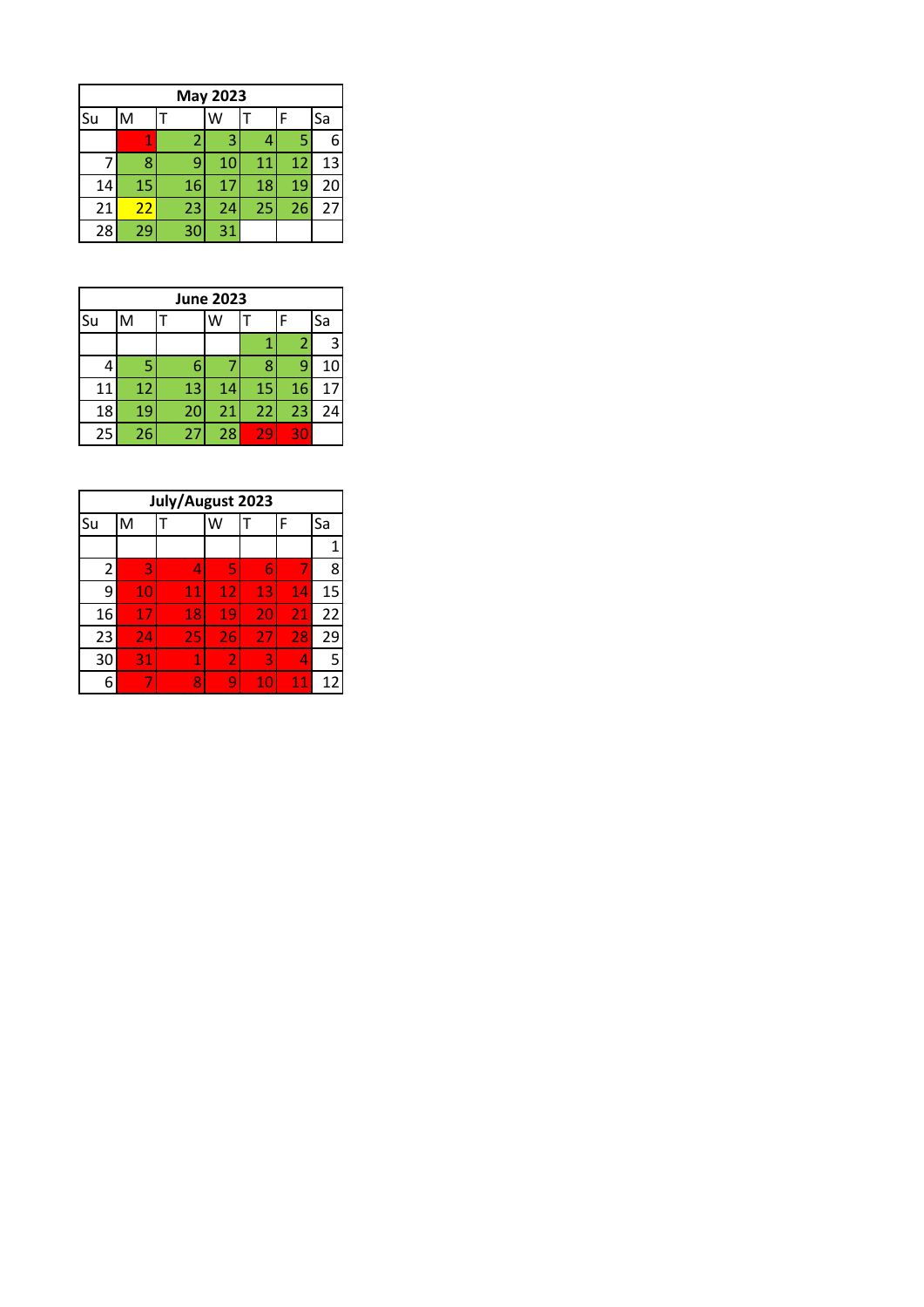| May 2023 | | | | | | |
|---|---|---|---|---|---|---|
| Su | M | T | W | T | F | Sa |
| | 1 | 2 | 3 | 4 | 5 | 6 |
| 7 | 8 | 9 | 10 | 11 | 12 | 13 |
| 14 | 15 | 16 | 17 | 18 | 19 | 20 |
| 21 | 22 | 23 | 24 | 25 | 26 | 27 |
| 28 | 29 | 30 | 31 | | | |

| June 2023 | | | | | | |
|---|---|---|---|---|---|---|
| Su | M | T | W | T | F | Sa |
| | | | | 1 | 2 | 3 |
| 4 | 5 | 6 | 7 | 8 | 9 | 10 |
| 11 | 12 | 13 | 14 | 15 | 16 | 17 |
| 18 | 19 | 20 | 21 | 22 | 23 | 24 |
| 25 | 26 | 27 | 28 | 29 | 30 | |

| July/August 2023 | | | | | | |
|---|---|---|---|---|---|---|
| Su | M | T | W | T | F | Sa |
| | | | | | | 1 |
| 2 | 3 | 4 | 5 | 6 | 7 | 8 |
| 9 | 10 | 11 | 12 | 13 | 14 | 15 |
| 16 | 17 | 18 | 19 | 20 | 21 | 22 |
| 23 | 24 | 25 | 26 | 27 | 28 | 29 |
| 30 | 31 | 1 | 2 | 3 | 4 | 5 |
| 6 | 7 | 8 | 9 | 10 | 11 | 12 |